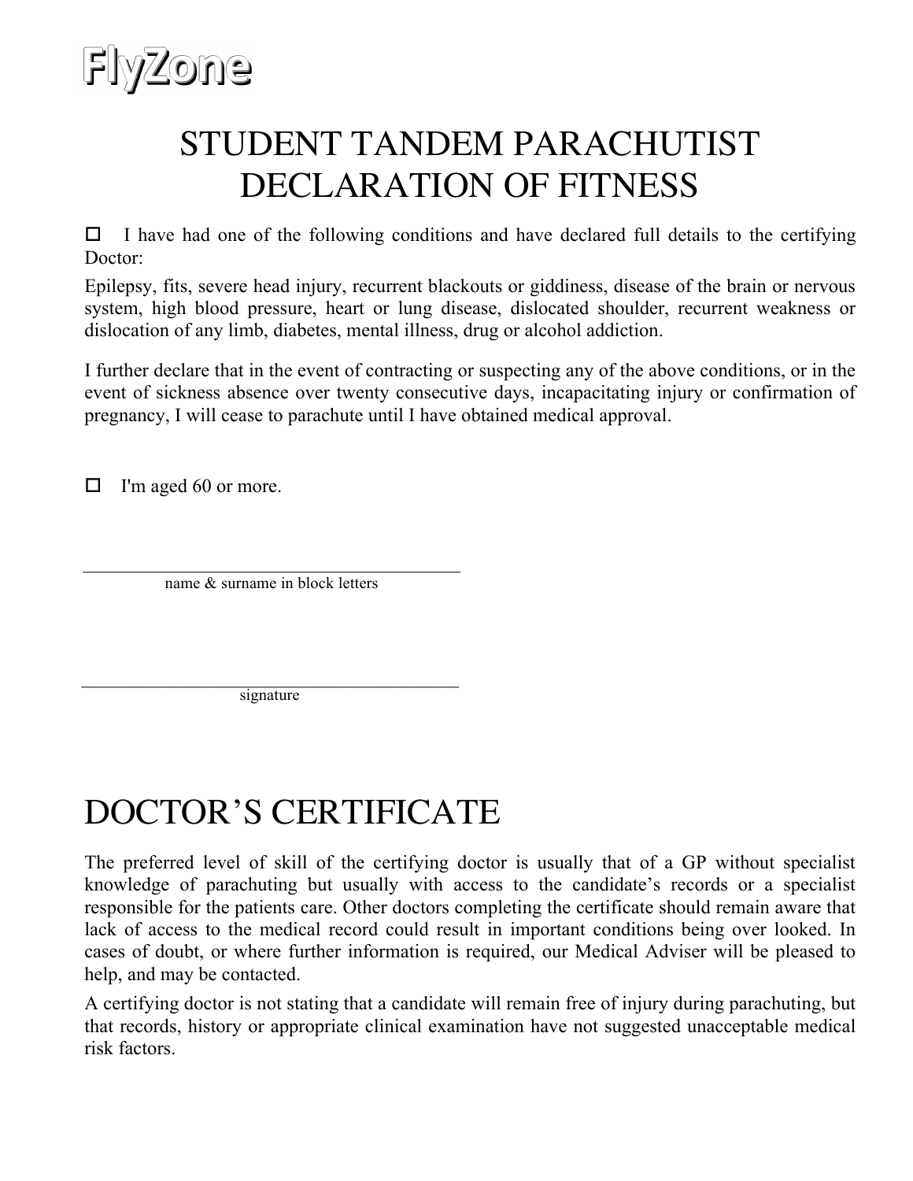FlyZone

# STUDENT TANDEM PARACHUTIST DECLARATION OF FITNESS

☐ I have had one of the following conditions and have declared full details to the certifying Doctor:

Epilepsy, fits, severe head injury, recurrent blackouts or giddiness, disease of the brain or nervous system, high blood pressure, heart or lung disease, dislocated shoulder, recurrent weakness or dislocation of any limb, diabetes, mental illness, drug or alcohol addiction.

I further declare that in the event of contracting or suspecting any of the above conditions, or in the event of sickness absence over twenty consecutive days, incapacitating injury or confirmation of pregnancy, I will cease to parachute until I have obtained medical approval.

☐ I'm aged 60 or more.

\_\_\_\_\_\_\_\_\_\_\_\_\_\_\_\_\_\_\_\_\_\_\_\_\_\_\_\_\_\_\_\_\_\_\_\_\_\_\_\_\_\_\_\_

name & surname in block letters

\_\_\_\_\_\_\_\_\_\_\_\_\_\_\_\_\_\_\_\_\_\_\_\_\_\_\_\_\_\_\_\_\_\_\_\_\_\_\_\_\_\_\_\_

signature

# DOCTOR'S CERTIFICATE

The preferred level of skill of the certifying doctor is usually that of a GP without specialist knowledge of parachuting but usually with access to the candidate's records or a specialist responsible for the patients care. Other doctors completing the certificate should remain aware that lack of access to the medical record could result in important conditions being over looked. In cases of doubt, or where further information is required, our Medical Adviser will be pleased to help, and may be contacted.

A certifying doctor is not stating that a candidate will remain free of injury during parachuting, but that records, history or appropriate clinical examination have not suggested unacceptable medical risk factors.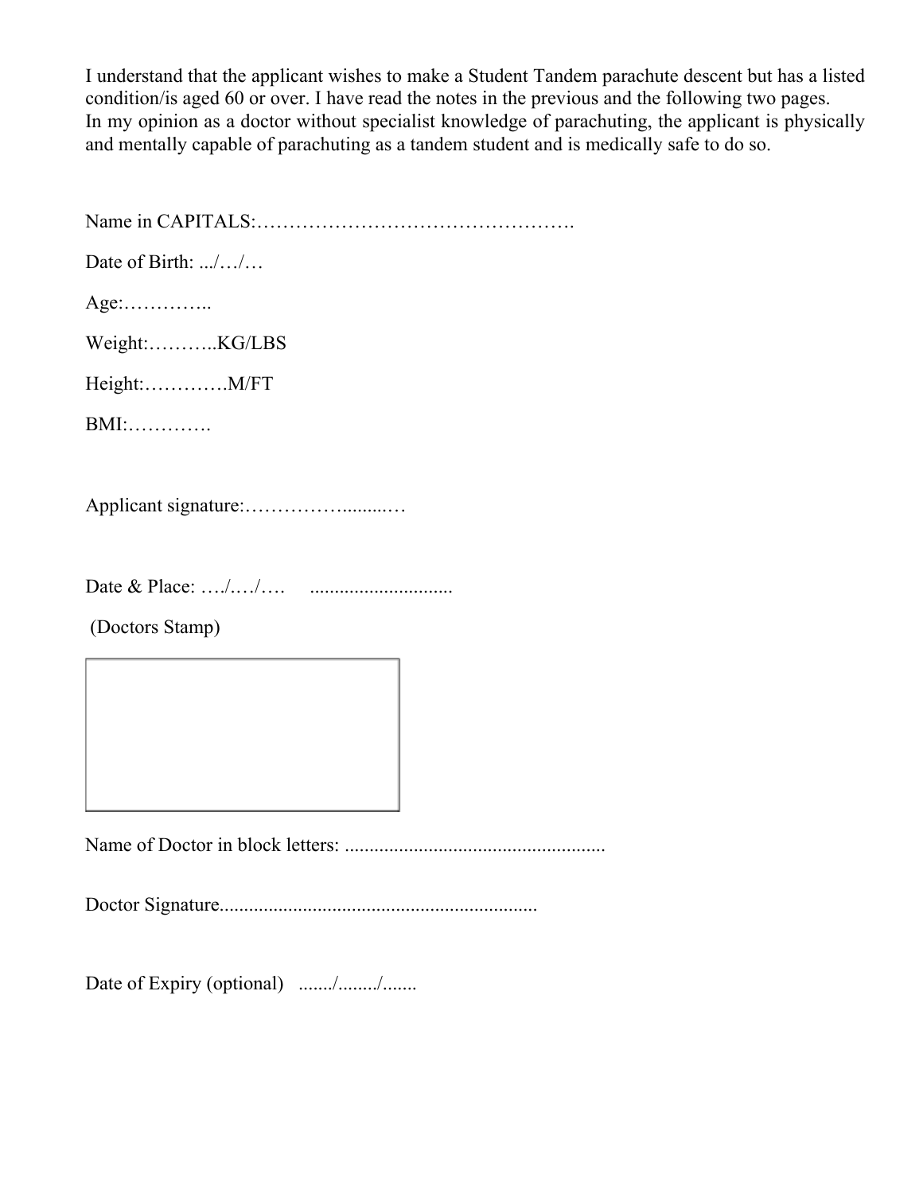I understand that the applicant wishes to make a Student Tandem parachute descent but has a listed condition/is aged 60 or over. I have read the notes in the previous and the following two pages.
In my opinion as a doctor without specialist knowledge of parachuting, the applicant is physically and mentally capable of parachuting as a tandem student and is medically safe to do so.

Name in CAPITALS:………………………………………….

Date of Birth: .../…/…

Age:…………..

Weight:………..KG/LBS

Height:………….M/FT

BMI:………….

Applicant signature:……………........…

Date & Place: …./…./….     .............................

(Doctors Stamp)

Name of Doctor in block letters: .....................................................

Doctor Signature.................................................................

Date of Expiry (optional)   ......./......../.......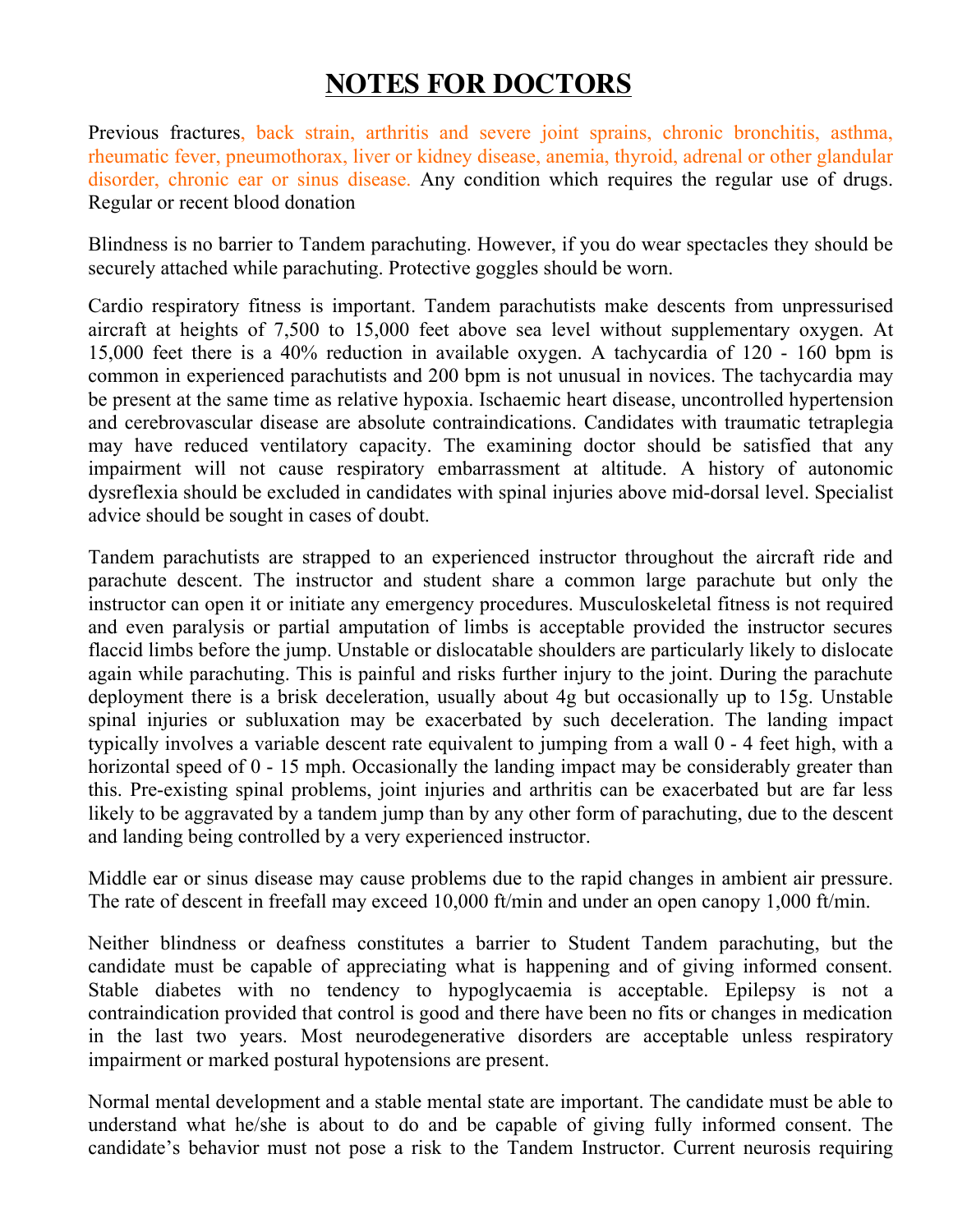# NOTES FOR DOCTORS

Previous fractures, back strain, arthritis and severe joint sprains, chronic bronchitis, asthma, rheumatic fever, pneumothorax, liver or kidney disease, anemia, thyroid, adrenal or other glandular disorder, chronic ear or sinus disease. Any condition which requires the regular use of drugs. Regular or recent blood donation

Blindness is no barrier to Tandem parachuting. However, if you do wear spectacles they should be securely attached while parachuting. Protective goggles should be worn.

Cardio respiratory fitness is important. Tandem parachutists make descents from unpressurised aircraft at heights of 7,500 to 15,000 feet above sea level without supplementary oxygen. At 15,000 feet there is a 40% reduction in available oxygen. A tachycardia of 120 - 160 bpm is common in experienced parachutists and 200 bpm is not unusual in novices. The tachycardia may be present at the same time as relative hypoxia. Ischaemic heart disease, uncontrolled hypertension and cerebrovascular disease are absolute contraindications. Candidates with traumatic tetraplegia may have reduced ventilatory capacity. The examining doctor should be satisfied that any impairment will not cause respiratory embarrassment at altitude. A history of autonomic dysreflexia should be excluded in candidates with spinal injuries above mid-dorsal level. Specialist advice should be sought in cases of doubt.

Tandem parachutists are strapped to an experienced instructor throughout the aircraft ride and parachute descent. The instructor and student share a common large parachute but only the instructor can open it or initiate any emergency procedures. Musculoskeletal fitness is not required and even paralysis or partial amputation of limbs is acceptable provided the instructor secures flaccid limbs before the jump. Unstable or dislocatable shoulders are particularly likely to dislocate again while parachuting. This is painful and risks further injury to the joint. During the parachute deployment there is a brisk deceleration, usually about 4g but occasionally up to 15g. Unstable spinal injuries or subluxation may be exacerbated by such deceleration. The landing impact typically involves a variable descent rate equivalent to jumping from a wall 0 - 4 feet high, with a horizontal speed of 0 - 15 mph. Occasionally the landing impact may be considerably greater than this. Pre-existing spinal problems, joint injuries and arthritis can be exacerbated but are far less likely to be aggravated by a tandem jump than by any other form of parachuting, due to the descent and landing being controlled by a very experienced instructor.

Middle ear or sinus disease may cause problems due to the rapid changes in ambient air pressure. The rate of descent in freefall may exceed 10,000 ft/min and under an open canopy 1,000 ft/min.

Neither blindness or deafness constitutes a barrier to Student Tandem parachuting, but the candidate must be capable of appreciating what is happening and of giving informed consent. Stable diabetes with no tendency to hypoglycaemia is acceptable. Epilepsy is not a contraindication provided that control is good and there have been no fits or changes in medication in the last two years. Most neurodegenerative disorders are acceptable unless respiratory impairment or marked postural hypotensions are present.

Normal mental development and a stable mental state are important. The candidate must be able to understand what he/she is about to do and be capable of giving fully informed consent. The candidate's behavior must not pose a risk to the Tandem Instructor. Current neurosis requiring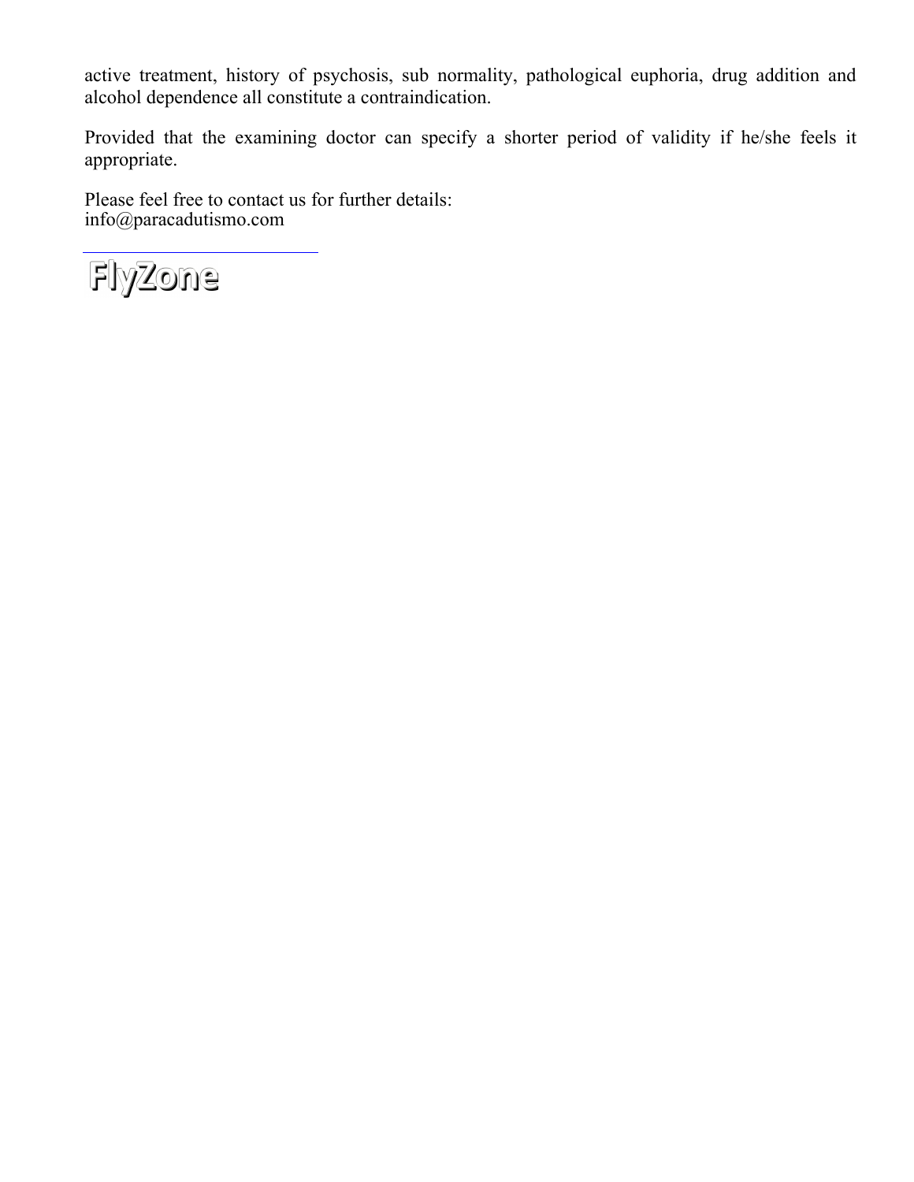active treatment, history of psychosis, sub normality, pathological euphoria, drug addition and alcohol dependence all constitute a contraindication.

Provided that the examining doctor can specify a shorter period of validity if he/she feels it appropriate.

Please feel free to contact us for further details:
info@paracadutismo.com

---

FlyZone